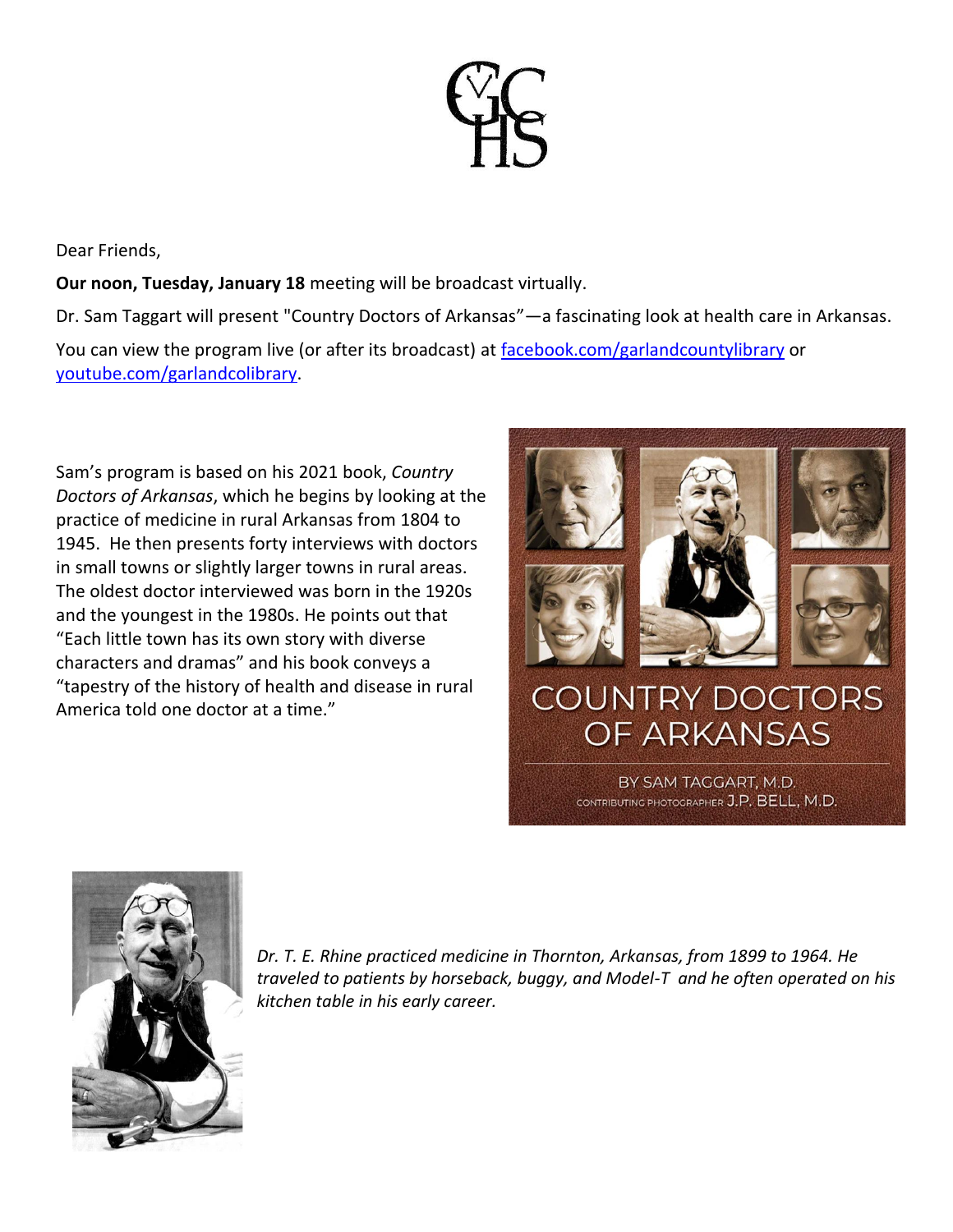GCHS

Dear Friends,

**Our noon, Tuesday, January 18** meeting will be broadcast virtually.

Dr. Sam Taggart will present "Country Doctors of Arkansas"—a fascinating look at health care in Arkansas.

You can view the program live (or after its broadcast) at [facebook.com/garlandcountylibrary](facebook.com/garlandcountylibrary) or [youtube.com/garlandcolibrary](youtube.com/garlandcolibrary).

Sam's program is based on his 2021 book, *Country Doctors of Arkansas*, which he begins by looking at the practice of medicine in rural Arkansas from 1804 to 1945. He then presents forty interviews with doctors in small towns or slightly larger towns in rural areas. The oldest doctor interviewed was born in the 1920s and the youngest in the 1980s. He points out that "Each little town has its own story with diverse characters and dramas" and his book conveys a "tapestry of the history of health and disease in rural America told one doctor at a time."

COUNTRY DOCTORS OF ARKANSAS

BY SAM TAGGART, M.D.
CONTRIBUTING PHOTOGRAPHER J.P. BELL, M.D.

*Dr. T. E. Rhine practiced medicine in Thornton, Arkansas, from 1899 to 1964. He traveled to patients by horseback, buggy, and Model-T and he often operated on his kitchen table in his early career.*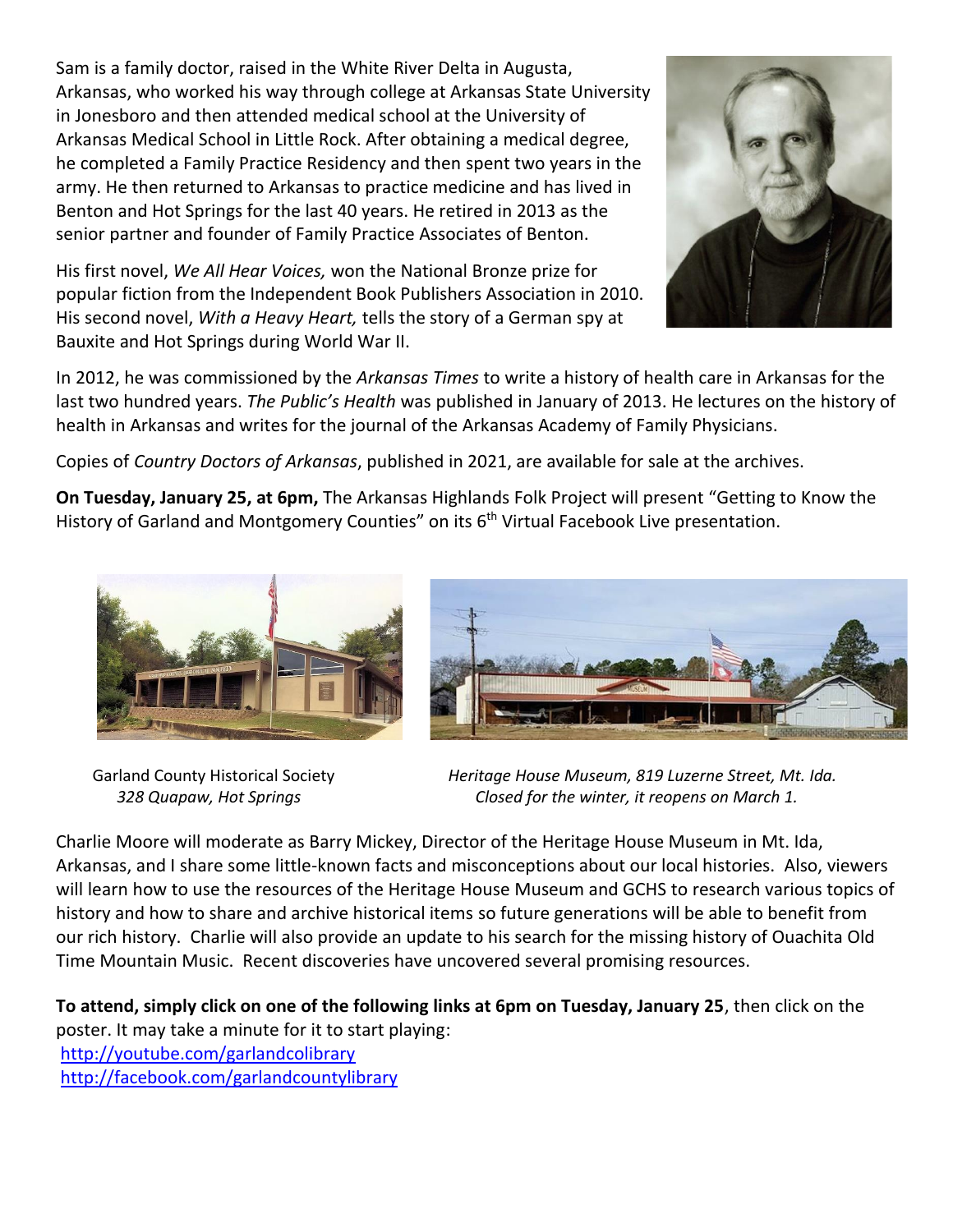Sam is a family doctor, raised in the White River Delta in Augusta, Arkansas, who worked his way through college at Arkansas State University in Jonesboro and then attended medical school at the University of Arkansas Medical School in Little Rock. After obtaining a medical degree, he completed a Family Practice Residency and then spent two years in the army. He then returned to Arkansas to practice medicine and has lived in Benton and Hot Springs for the last 40 years. He retired in 2013 as the senior partner and founder of Family Practice Associates of Benton.

His first novel, *We All Hear Voices,* won the National Bronze prize for popular fiction from the Independent Book Publishers Association in 2010. His second novel, *With a Heavy Heart,* tells the story of a German spy at Bauxite and Hot Springs during World War II.

In 2012, he was commissioned by the *Arkansas Times* to write a history of health care in Arkansas for the last two hundred years. *The Public's Health* was published in January of 2013. He lectures on the history of health in Arkansas and writes for the journal of the Arkansas Academy of Family Physicians.

Copies of *Country Doctors of Arkansas*, published in 2021, are available for sale at the archives.

**On Tuesday, January 25, at 6pm,** The Arkansas Highlands Folk Project will present "Getting to Know the History of Garland and Montgomery Counties" on its 6th Virtual Facebook Live presentation.

Garland County Historical Society
*328 Quapaw, Hot Springs*

*Heritage House Museum, 819 Luzerne Street, Mt. Ida. Closed for the winter, it reopens on March 1.*

Charlie Moore will moderate as Barry Mickey, Director of the Heritage House Museum in Mt. Ida, Arkansas, and I share some little-known facts and misconceptions about our local histories. Also, viewers will learn how to use the resources of the Heritage House Museum and GCHS to research various topics of history and how to share and archive historical items so future generations will be able to benefit from our rich history. Charlie will also provide an update to his search for the missing history of Ouachita Old Time Mountain Music. Recent discoveries have uncovered several promising resources.

**To attend, simply click on one of the following links at 6pm on Tuesday, January 25**, then click on the poster. It may take a minute for it to start playing:
http://youtube.com/garlandcolibrary
http://facebook.com/garlandcountylibrary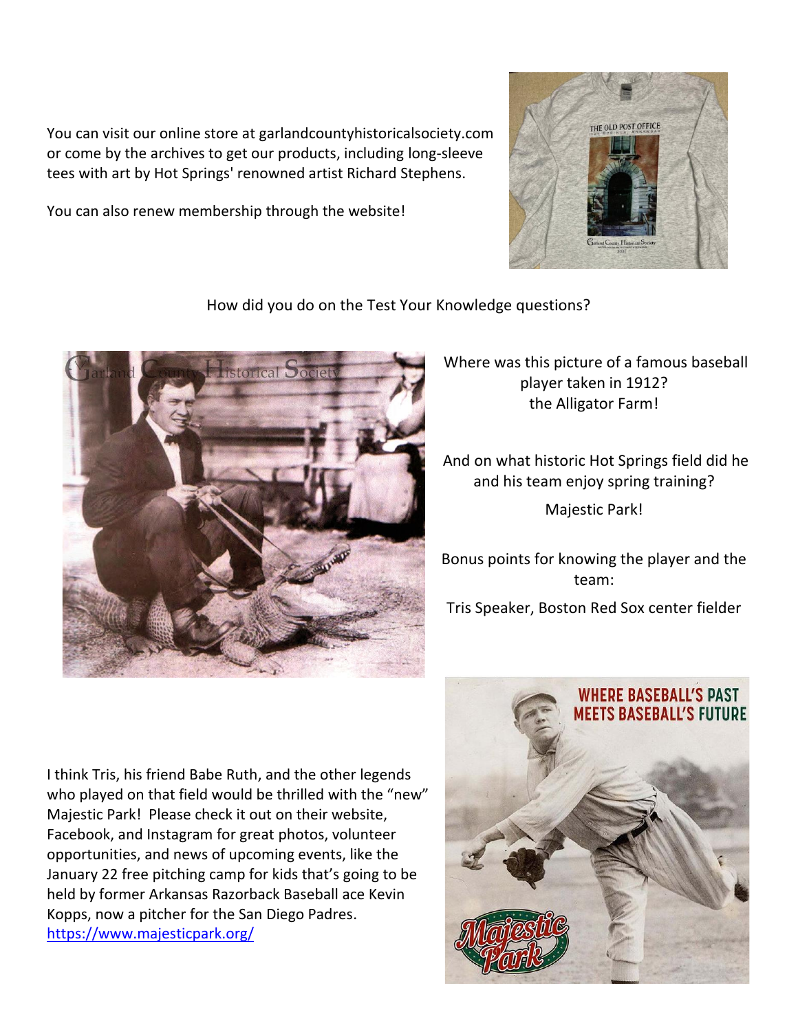You can visit our online store at garlandcountyhistoricalsociety.com or come by the archives to get our products, including long-sleeve tees with art by Hot Springs' renowned artist Richard Stephens.

You can also renew membership through the website!

How did you do on the Test Your Knowledge questions?

Where was this picture of a famous baseball player taken in 1912?
the Alligator Farm!

And on what historic Hot Springs field did he and his team enjoy spring training?

Majestic Park!

Bonus points for knowing the player and the team:

Tris Speaker, Boston Red Sox center fielder

I think Tris, his friend Babe Ruth, and the other legends who played on that field would be thrilled with the "new" Majestic Park! Please check it out on their website, Facebook, and Instagram for great photos, volunteer opportunities, and news of upcoming events, like the January 22 free pitching camp for kids that's going to be held by former Arkansas Razorback Baseball ace Kevin Kopps, now a pitcher for the San Diego Padres.
[https://www.majesticpark.org/](https://www.majesticpark.org/)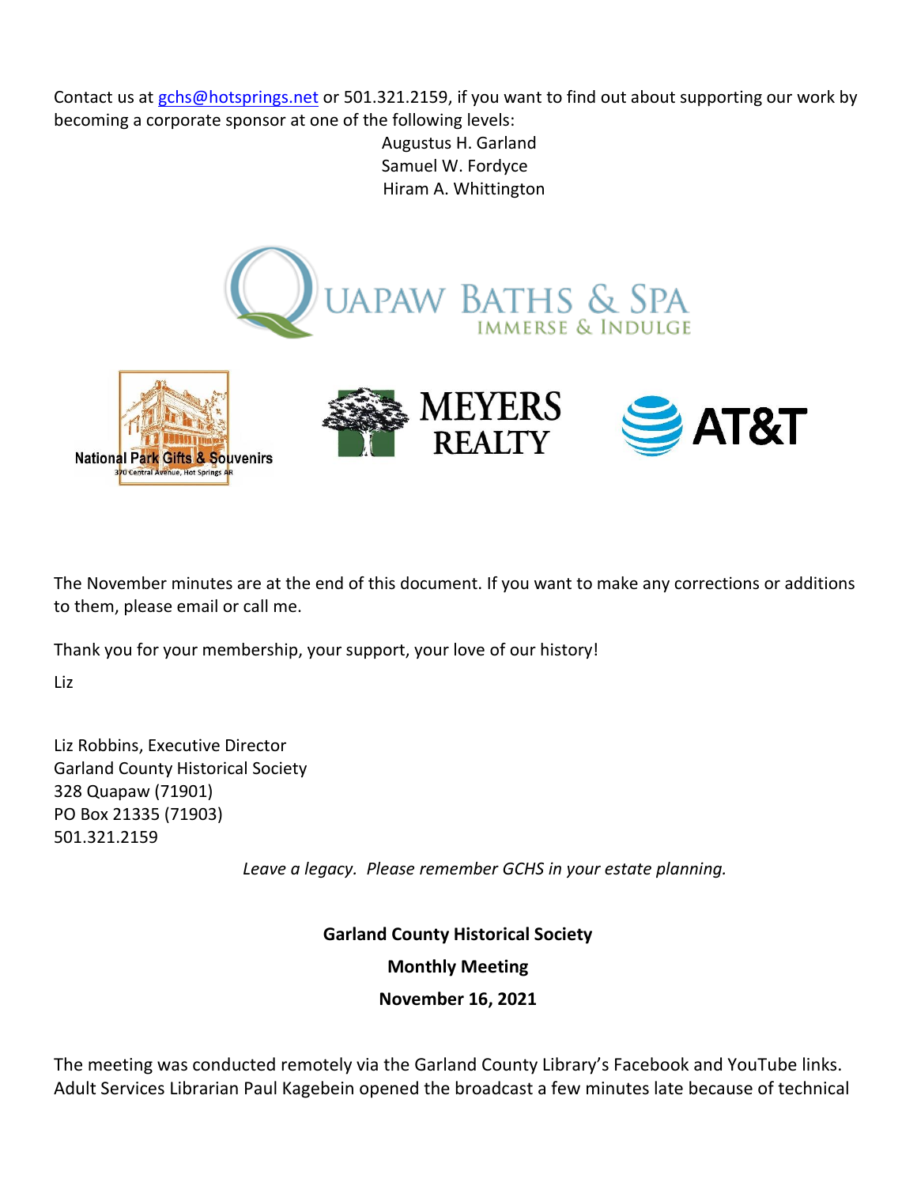Contact us at gchs@hotsprings.net or 501.321.2159, if you want to find out about supporting our work by becoming a corporate sponsor at one of the following levels:

Augustus H. Garland
Samuel W. Fordyce
Hiram A. Whittington

The November minutes are at the end of this document. If you want to make any corrections or additions to them, please email or call me.

Thank you for your membership, your support, your love of our history!

Liz

Liz Robbins, Executive Director
Garland County Historical Society
328 Quapaw (71901)
PO Box 21335 (71903)
501.321.2159

*Leave a legacy. Please remember GCHS in your estate planning.*

**Garland County Historical Society**

**Monthly Meeting**

**November 16, 2021**

The meeting was conducted remotely via the Garland County Library's Facebook and YouTube links. Adult Services Librarian Paul Kagebein opened the broadcast a few minutes late because of technical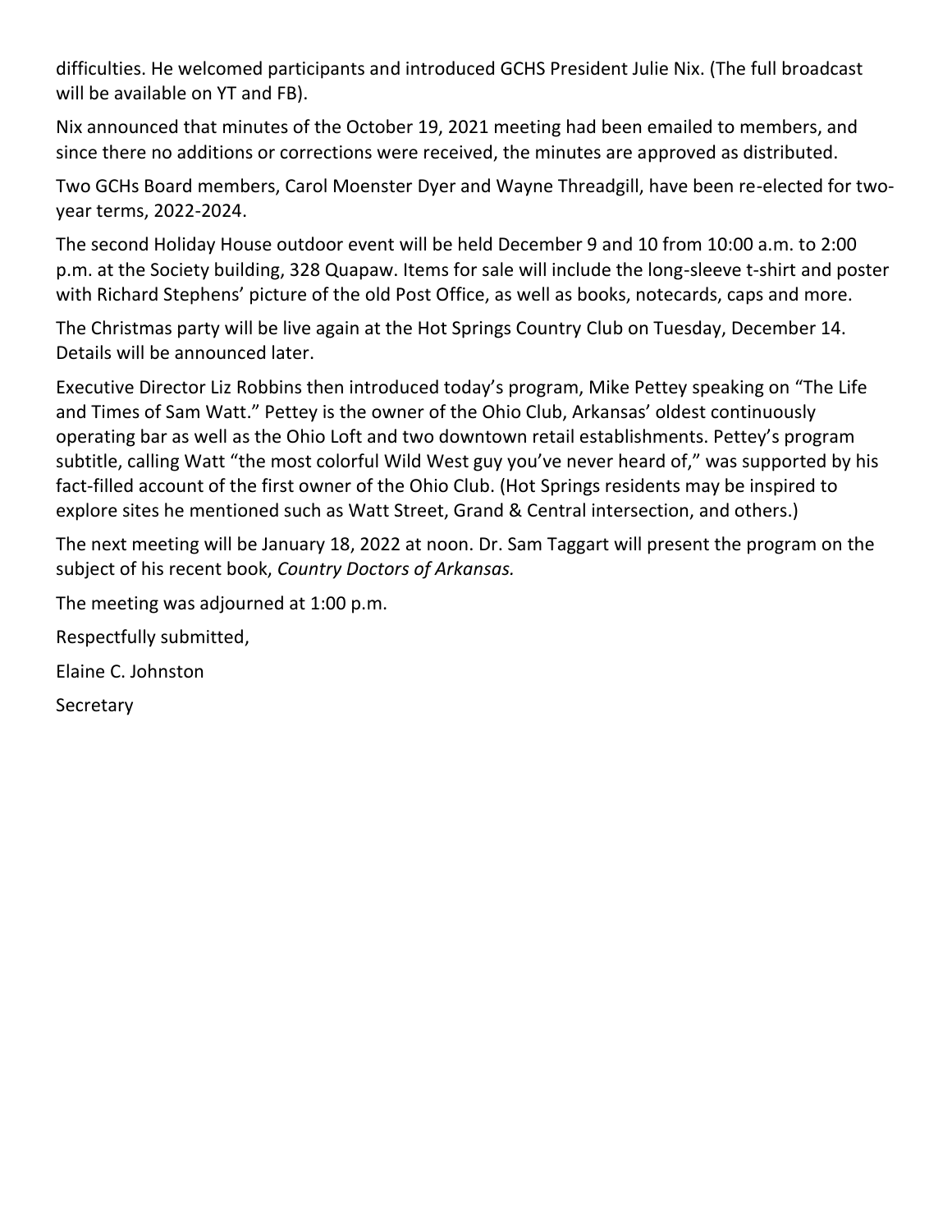difficulties. He welcomed participants and introduced GCHS President Julie Nix. (The full broadcast will be available on YT and FB).

Nix announced that minutes of the October 19, 2021 meeting had been emailed to members, and since there no additions or corrections were received, the minutes are approved as distributed.

Two GCHs Board members, Carol Moenster Dyer and Wayne Threadgill, have been re-elected for two-year terms, 2022-2024.

The second Holiday House outdoor event will be held December 9 and 10 from 10:00 a.m. to 2:00 p.m. at the Society building, 328 Quapaw. Items for sale will include the long-sleeve t-shirt and poster with Richard Stephens' picture of the old Post Office, as well as books, notecards, caps and more.

The Christmas party will be live again at the Hot Springs Country Club on Tuesday, December 14. Details will be announced later.

Executive Director Liz Robbins then introduced today's program, Mike Pettey speaking on "The Life and Times of Sam Watt." Pettey is the owner of the Ohio Club, Arkansas' oldest continuously operating bar as well as the Ohio Loft and two downtown retail establishments. Pettey's program subtitle, calling Watt "the most colorful Wild West guy you've never heard of," was supported by his fact-filled account of the first owner of the Ohio Club. (Hot Springs residents may be inspired to explore sites he mentioned such as Watt Street, Grand & Central intersection, and others.)

The next meeting will be January 18, 2022 at noon. Dr. Sam Taggart will present the program on the subject of his recent book, *Country Doctors of Arkansas.*

The meeting was adjourned at 1:00 p.m.

Respectfully submitted,

Elaine C. Johnston

Secretary